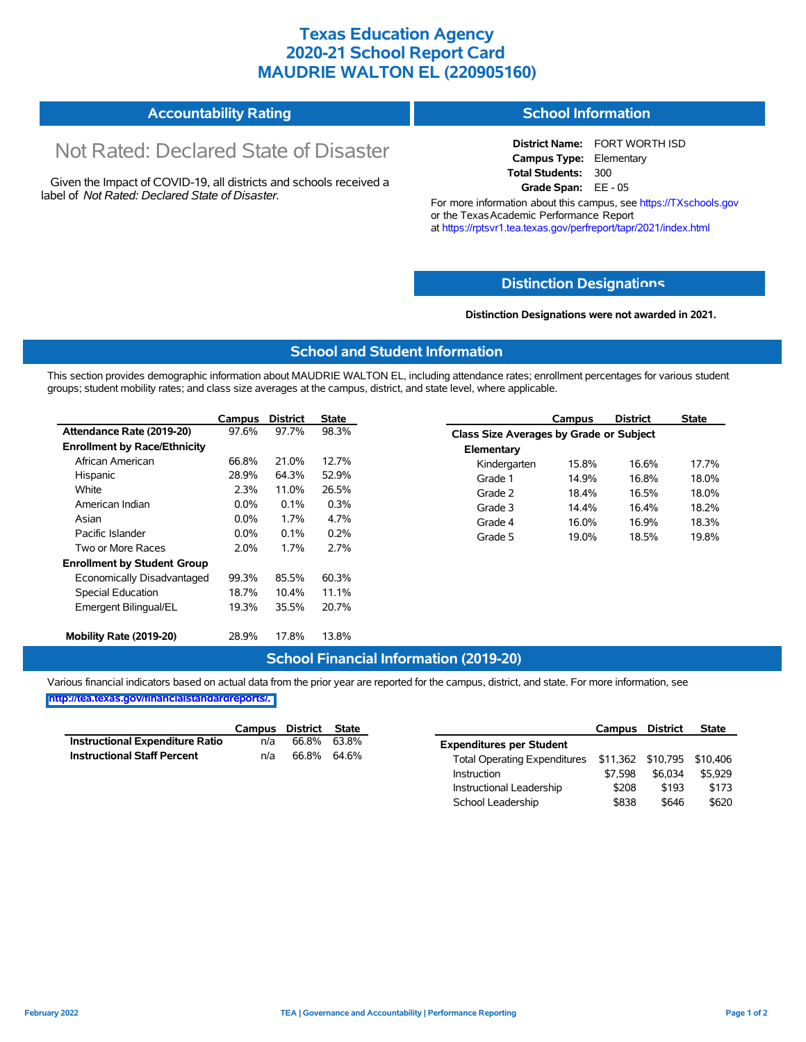# Texas Education Agency
# 2020-21 School Report Card
# MAUDRIE WALTON EL (220905160)

## Accountability Rating

Not Rated: Declared State of Disaster

Given the Impact of COVID-19, all districts and schools received a label of *Not Rated: Declared State of Disaster*.

## School Information

**District Name:** FORT WORTH ISD
**Campus Type:** Elementary
**Total Students:** 300
**Grade Span:** EE - 05

For more information about this campus, see https://TXschools.gov or the Texas Academic Performance Report at https://rptsvr1.tea.texas.gov/perfreport/tapr/2021/index.html

## Distinction Designations

**Distinction Designations were not awarded in 2021.**

## School and Student Information

This section provides demographic information about MAUDRIE WALTON EL, including attendance rates; enrollment percentages for various student groups; student mobility rates; and class size averages at the campus, district, and state level, where applicable.

| | Campus | District | State |
|---|---|---|---|
| **Attendance Rate (2019-20)** | 97.6% | 97.7% | 98.3% |
| **Enrollment by Race/Ethnicity** | | | |
| African American | 66.8% | 21.0% | 12.7% |
| Hispanic | 28.9% | 64.3% | 52.9% |
| White | 2.3% | 11.0% | 26.5% |
| American Indian | 0.0% | 0.1% | 0.3% |
| Asian | 0.0% | 1.7% | 4.7% |
| Pacific Islander | 0.0% | 0.1% | 0.2% |
| Two or More Races | 2.0% | 1.7% | 2.7% |
| **Enrollment by Student Group** | | | |
| Economically Disadvantaged | 99.3% | 85.5% | 60.3% |
| Special Education | 18.7% | 10.4% | 11.1% |
| Emergent Bilingual/EL | 19.3% | 35.5% | 20.7% |
| **Mobility Rate (2019-20)** | 28.9% | 17.8% | 13.8% |

| | Campus | District | State |
|---|---|---|---|
| **Class Size Averages by Grade or Subject** | | | |
| **Elementary** | | | |
| Kindergarten | 15.8% | 16.6% | 17.7% |
| Grade 1 | 14.9% | 16.8% | 18.0% |
| Grade 2 | 18.4% | 16.5% | 18.0% |
| Grade 3 | 14.4% | 16.4% | 18.2% |
| Grade 4 | 16.0% | 16.9% | 18.3% |
| Grade 5 | 19.0% | 18.5% | 19.8% |

## School Financial Information (2019-20)

Various financial indicators based on actual data from the prior year are reported for the campus, district, and state. For more information, see http://tea.texas.gov/financialstandardreports/.

| | Campus | District | State |
|---|---|---|---|
| **Instructional Expenditure Ratio** | n/a | 66.8% | 63.8% |
| **Instructional Staff Percent** | n/a | 66.8% | 64.6% |

| | Campus | District | State |
|---|---|---|---|
| **Expenditures per Student** | | | |
| Total Operating Expenditures | $11,362 | $10,795 | $10,406 |
| Instruction | $7,598 | $6,034 | $5,929 |
| Instructional Leadership | $208 | $193 | $173 |
| School Leadership | $838 | $646 | $620 |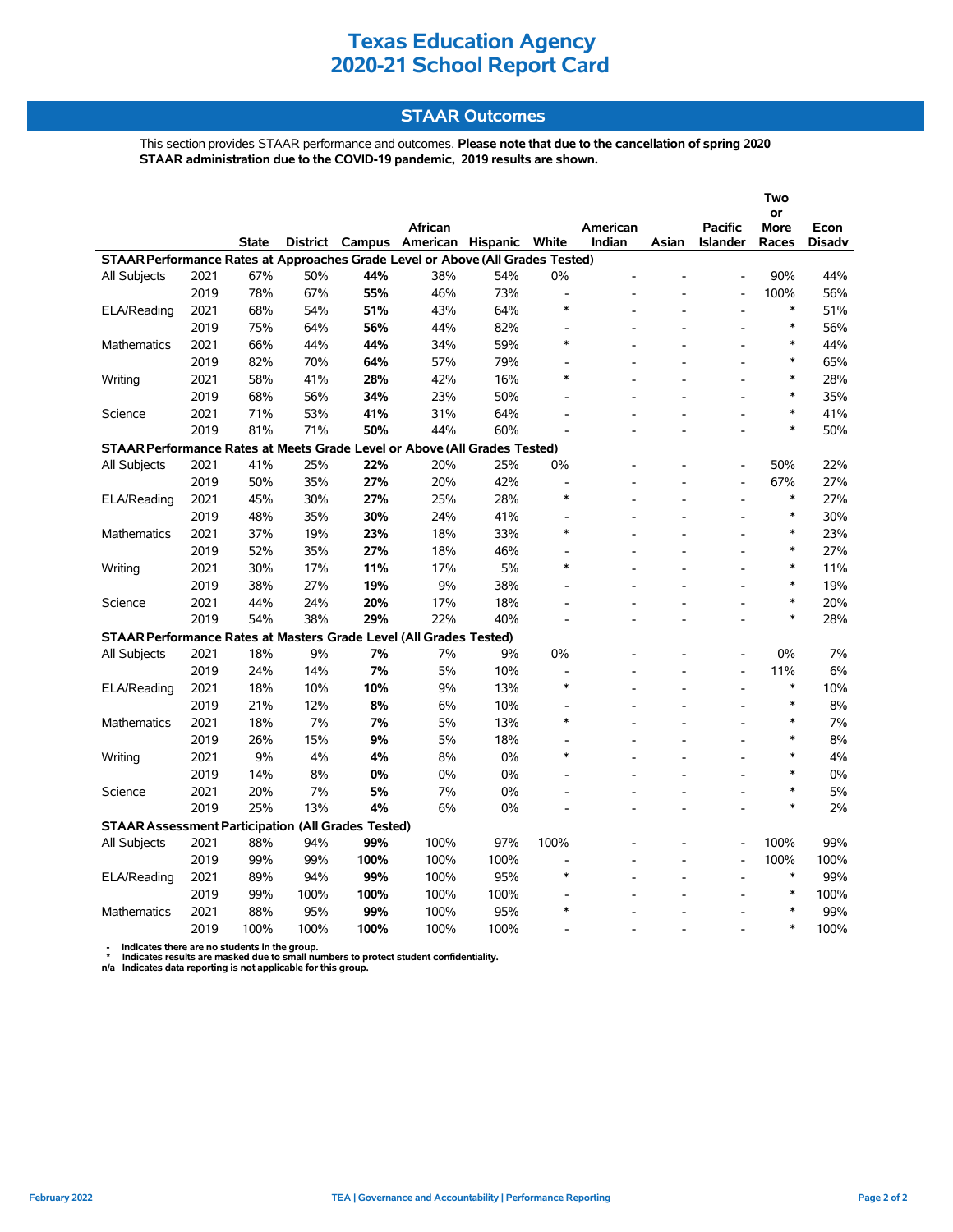# Texas Education Agency
# 2020-21 School Report Card

## STAAR Outcomes

This section provides STAAR performance and outcomes. **Please note that due to the cancellation of spring 2020 STAAR administration due to the COVID-19 pandemic, 2019 results are shown.**

| | | State | District | Campus | African American | Hispanic | White | American Indian | Asian | Pacific Islander | Two or More Races | Econ Disadv |
|---|---|---|---|---|---|---|---|---|---|---|---|---|
| **STAAR Performance Rates at Approaches Grade Level or Above (All Grades Tested)** | | | | | | | | | | | | |
| All Subjects | 2021 | 67% | 50% | **44%** | 38% | 54% | 0% | - | - | - | 90% | 44% |
| | 2019 | 78% | 67% | **55%** | 46% | 73% | - | - | - | - | 100% | 56% |
| ELA/Reading | 2021 | 68% | 54% | **51%** | 43% | 64% | * | - | - | - | * | 51% |
| | 2019 | 75% | 64% | **56%** | 44% | 82% | - | - | - | - | * | 56% |
| Mathematics | 2021 | 66% | 44% | **44%** | 34% | 59% | * | - | - | - | * | 44% |
| | 2019 | 82% | 70% | **64%** | 57% | 79% | - | - | - | - | * | 65% |
| Writing | 2021 | 58% | 41% | **28%** | 42% | 16% | * | - | - | - | * | 28% |
| | 2019 | 68% | 56% | **34%** | 23% | 50% | - | - | - | - | * | 35% |
| Science | 2021 | 71% | 53% | **41%** | 31% | 64% | - | - | - | - | * | 41% |
| | 2019 | 81% | 71% | **50%** | 44% | 60% | - | - | - | - | * | 50% |
| **STAAR Performance Rates at Meets Grade Level or Above (All Grades Tested)** | | | | | | | | | | | | |
| All Subjects | 2021 | 41% | 25% | **22%** | 20% | 25% | 0% | - | - | - | 50% | 22% |
| | 2019 | 50% | 35% | **27%** | 20% | 42% | - | - | - | - | 67% | 27% |
| ELA/Reading | 2021 | 45% | 30% | **27%** | 25% | 28% | * | - | - | - | * | 27% |
| | 2019 | 48% | 35% | **30%** | 24% | 41% | - | - | - | - | * | 30% |
| Mathematics | 2021 | 37% | 19% | **23%** | 18% | 33% | * | - | - | - | * | 23% |
| | 2019 | 52% | 35% | **27%** | 18% | 46% | - | - | - | - | * | 27% |
| Writing | 2021 | 30% | 17% | **11%** | 17% | 5% | * | - | - | - | * | 11% |
| | 2019 | 38% | 27% | **19%** | 9% | 38% | - | - | - | - | * | 19% |
| Science | 2021 | 44% | 24% | **20%** | 17% | 18% | - | - | - | - | * | 20% |
| | 2019 | 54% | 38% | **29%** | 22% | 40% | - | - | - | - | * | 28% |
| **STAAR Performance Rates at Masters Grade Level (All Grades Tested)** | | | | | | | | | | | | |
| All Subjects | 2021 | 18% | 9% | **7%** | 7% | 9% | 0% | - | - | - | 0% | 7% |
| | 2019 | 24% | 14% | **7%** | 5% | 10% | - | - | - | - | 11% | 6% |
| ELA/Reading | 2021 | 18% | 10% | **10%** | 9% | 13% | * | - | - | - | * | 10% |
| | 2019 | 21% | 12% | **8%** | 6% | 10% | - | - | - | - | * | 8% |
| Mathematics | 2021 | 18% | 7% | **7%** | 5% | 13% | * | - | - | - | * | 7% |
| | 2019 | 26% | 15% | **9%** | 5% | 18% | - | - | - | - | * | 8% |
| Writing | 2021 | 9% | 4% | **4%** | 8% | 0% | * | - | - | - | * | 4% |
| | 2019 | 14% | 8% | **0%** | 0% | 0% | - | - | - | - | * | 0% |
| Science | 2021 | 20% | 7% | **5%** | 7% | 0% | - | - | - | - | * | 5% |
| | 2019 | 25% | 13% | **4%** | 6% | 0% | - | - | - | - | * | 2% |
| **STAAR Assessment Participation (All Grades Tested)** | | | | | | | | | | | | |
| All Subjects | 2021 | 88% | 94% | **99%** | 100% | 97% | 100% | - | - | - | 100% | 99% |
| | 2019 | 99% | 99% | **100%** | 100% | 100% | - | - | - | - | 100% | 100% |
| ELA/Reading | 2021 | 89% | 94% | **99%** | 100% | 95% | * | - | - | - | * | 99% |
| | 2019 | 99% | 100% | **100%** | 100% | 100% | - | - | - | - | * | 100% |
| Mathematics | 2021 | 88% | 95% | **99%** | 100% | 95% | * | - | - | - | * | 99% |
| | 2019 | 100% | 100% | **100%** | 100% | 100% | - | - | - | - | * | 100% |

**-** Indicates there are no students in the group.
**\*** Indicates results are masked due to small numbers to protect student confidentiality.
**n/a** Indicates data reporting is not applicable for this group.

February 2022 — TEA | Governance and Accountability | Performance Reporting